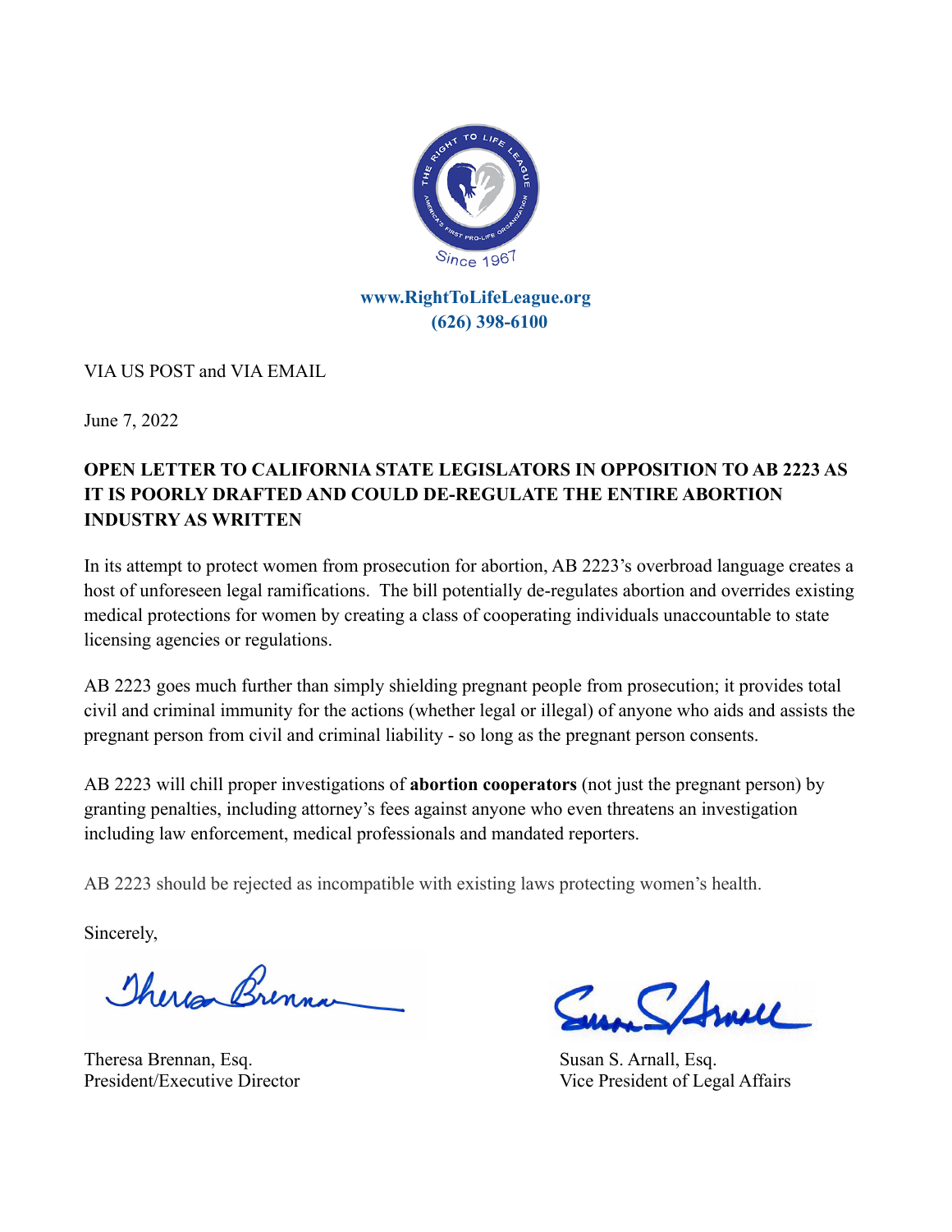www.RightToLifeLeague.org
(626) 398-6100

VIA US POST and VIA EMAIL

June 7, 2022

**OPEN LETTER TO CALIFORNIA STATE LEGISLATORS IN OPPOSITION TO AB 2223 AS IT IS POORLY DRAFTED AND COULD DE-REGULATE THE ENTIRE ABORTION INDUSTRY AS WRITTEN**

In its attempt to protect women from prosecution for abortion, AB 2223's overbroad language creates a host of unforeseen legal ramifications. The bill potentially de-regulates abortion and overrides existing medical protections for women by creating a class of cooperating individuals unaccountable to state licensing agencies or regulations.

AB 2223 goes much further than simply shielding pregnant people from prosecution; it provides total civil and criminal immunity for the actions (whether legal or illegal) of anyone who aids and assists the pregnant person from civil and criminal liability - so long as the pregnant person consents.

AB 2223 will chill proper investigations of **abortion cooperators** (not just the pregnant person) by granting penalties, including attorney's fees against anyone who even threatens an investigation including law enforcement, medical professionals and mandated reporters.

AB 2223 should be rejected as incompatible with existing laws protecting women's health.

Sincerely,

Theresa Brennan, Esq.
President/Executive Director

Susan S. Arnall, Esq.
Vice President of Legal Affairs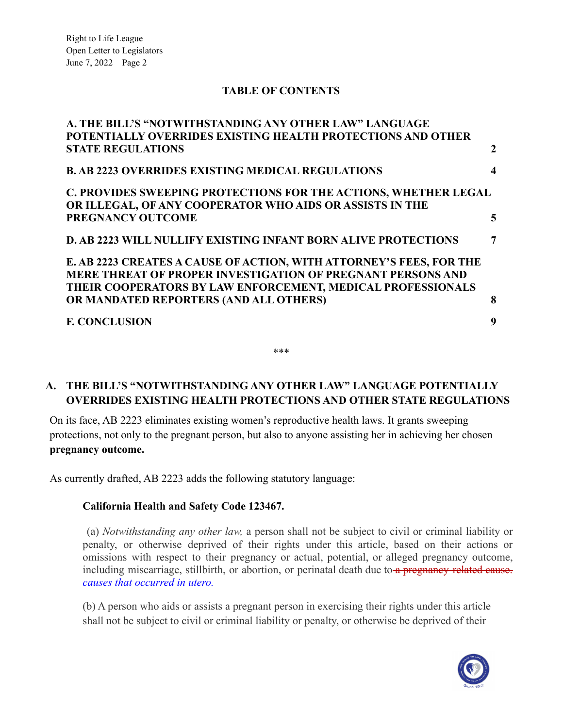## TABLE OF CONTENTS

| | |
|---|---|
| **A. THE BILL'S "NOTWITHSTANDING ANY OTHER LAW" LANGUAGE POTENTIALLY OVERRIDES EXISTING HEALTH PROTECTIONS AND OTHER STATE REGULATIONS** | **2** |
| **B. AB 2223 OVERRIDES EXISTING MEDICAL REGULATIONS** | **4** |
| **C. PROVIDES SWEEPING PROTECTIONS FOR THE ACTIONS, WHETHER LEGAL OR ILLEGAL, OF ANY COOPERATOR WHO AIDS OR ASSISTS IN THE PREGNANCY OUTCOME** | **5** |
| **D. AB 2223 WILL NULLIFY EXISTING INFANT BORN ALIVE PROTECTIONS** | **7** |
| **E. AB 2223 CREATES A CAUSE OF ACTION, WITH ATTORNEY'S FEES, FOR THE MERE THREAT OF PROPER INVESTIGATION OF PREGNANT PERSONS AND THEIR COOPERATORS BY LAW ENFORCEMENT, MEDICAL PROFESSIONALS OR MANDATED REPORTERS (AND ALL OTHERS)** | **8** |
| **F. CONCLUSION** | **9** |

***

## A. THE BILL'S "NOTWITHSTANDING ANY OTHER LAW" LANGUAGE POTENTIALLY OVERRIDES EXISTING HEALTH PROTECTIONS AND OTHER STATE REGULATIONS

On its face, AB 2223 eliminates existing women's reproductive health laws. It grants sweeping protections, not only to the pregnant person, but also to anyone assisting her in achieving her chosen **pregnancy outcome.**

As currently drafted, AB 2223 adds the following statutory language:

> **California Health and Safety Code 123467.**
>
> (a) *Notwithstanding any other law,* a person shall not be subject to civil or criminal liability or penalty, or otherwise deprived of their rights under this article, based on their actions or omissions with respect to their pregnancy or actual, potential, or alleged pregnancy outcome, including miscarriage, stillbirth, or abortion, or perinatal death due to ~~a pregnancy-related cause.~~ *causes that occurred in utero.*
>
> (b) A person who aids or assists a pregnant person in exercising their rights under this article shall not be subject to civil or criminal liability or penalty, or otherwise be deprived of their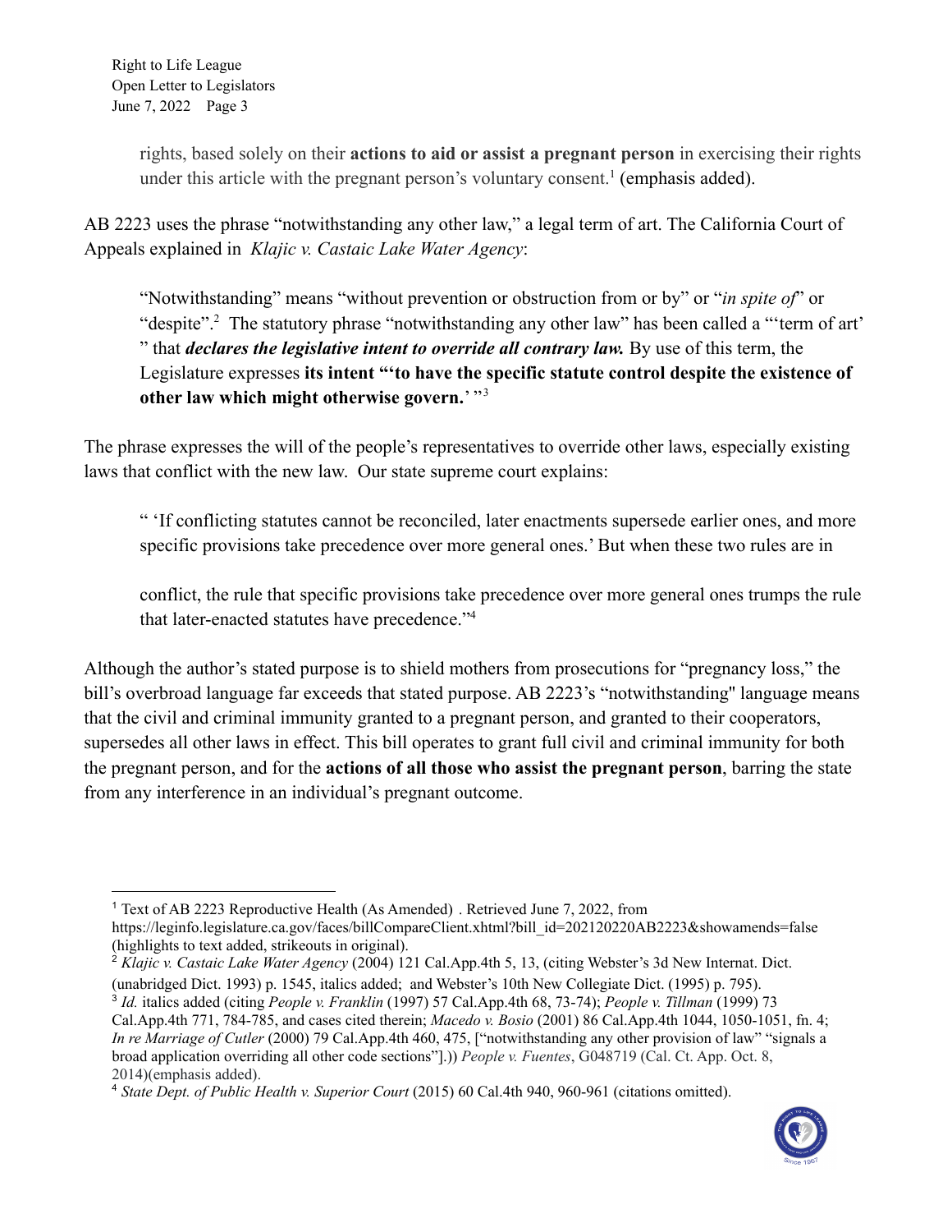> rights, based solely on their **actions to aid or assist a pregnant person** in exercising their rights under this article with the pregnant person's voluntary consent.[1] (emphasis added).

AB 2223 uses the phrase "notwithstanding any other law," a legal term of art. The California Court of Appeals explained in *Klajic v. Castaic Lake Water Agency*:

> "Notwithstanding" means "without prevention or obstruction from or by" or "*in spite of*" or "despite".[2] The statutory phrase "notwithstanding any other law" has been called a "'term of art' " that ***declares the legislative intent to override all contrary law.*** By use of this term, the Legislature expresses **its intent "'to have the specific statute control despite the existence of other law which might otherwise govern.**' "[3]

The phrase expresses the will of the people's representatives to override other laws, especially existing laws that conflict with the new law. Our state supreme court explains:

> " 'If conflicting statutes cannot be reconciled, later enactments supersede earlier ones, and more specific provisions take precedence over more general ones.' But when these two rules are in conflict, the rule that specific provisions take precedence over more general ones trumps the rule that later-enacted statutes have precedence."[4]

Although the author's stated purpose is to shield mothers from prosecutions for "pregnancy loss," the bill's overbroad language far exceeds that stated purpose. AB 2223's "notwithstanding" language means that the civil and criminal immunity granted to a pregnant person, and granted to their cooperators, supersedes all other laws in effect. This bill operates to grant full civil and criminal immunity for both the pregnant person, and for the **actions of all those who assist the pregnant person**, barring the state from any interference in an individual's pregnant outcome.

---

[1] Text of AB 2223 Reproductive Health (As Amended) . Retrieved June 7, 2022, from https://leginfo.legislature.ca.gov/faces/billCompareClient.xhtml?bill_id=202120220AB2223&showamends=false (highlights to text added, strikeouts in original).

[2] *Klajic v. Castaic Lake Water Agency* (2004) 121 Cal.App.4th 5, 13, (citing Webster's 3d New Internat. Dict. (unabridged Dict. 1993) p. 1545, italics added; and Webster's 10th New Collegiate Dict. (1995) p. 795).

[3] *Id.* italics added (citing *People v. Franklin* (1997) 57 Cal.App.4th 68, 73-74); *People v. Tillman* (1999) 73 Cal.App.4th 771, 784-785, and cases cited therein; *Macedo v. Bosio* (2001) 86 Cal.App.4th 1044, 1050-1051, fn. 4; *In re Marriage of Cutler* (2000) 79 Cal.App.4th 460, 475, ["notwithstanding any other provision of law" "signals a broad application overriding all other code sections"].)) *People v. Fuentes*, G048719 (Cal. Ct. App. Oct. 8, 2014)(emphasis added).

[4] *State Dept. of Public Health v. Superior Court* (2015) 60 Cal.4th 940, 960-961 (citations omitted).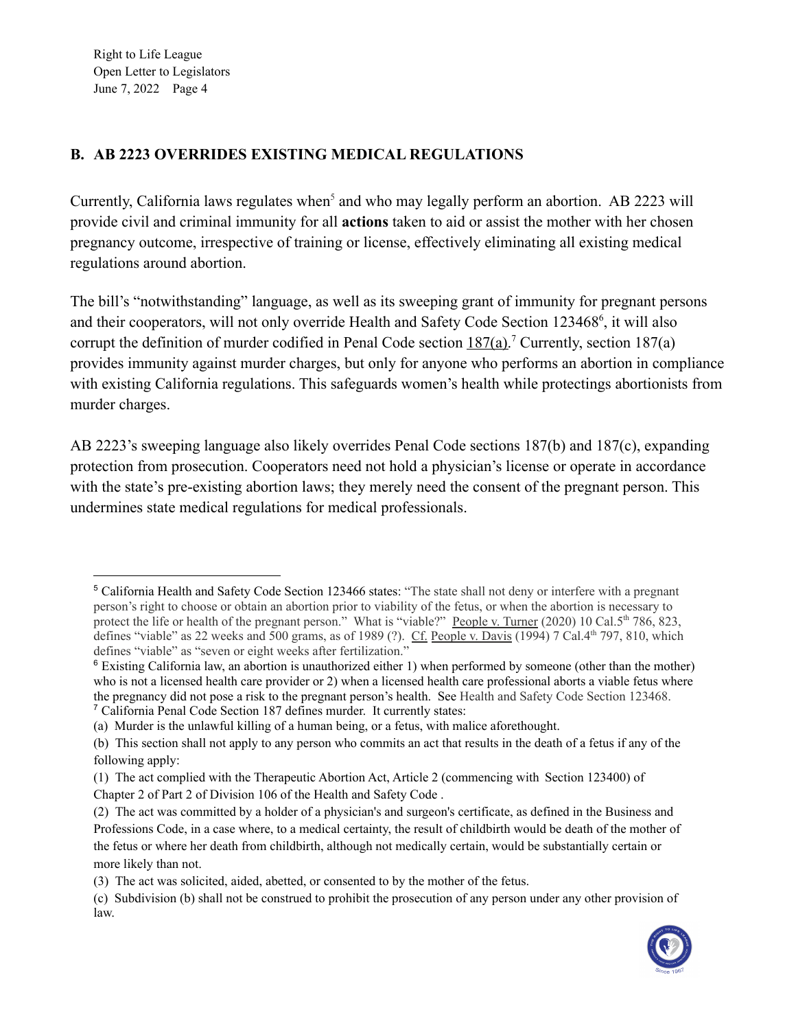## B. AB 2223 OVERRIDES EXISTING MEDICAL REGULATIONS

Currently, California laws regulates when[5] and who may legally perform an abortion. AB 2223 will provide civil and criminal immunity for all **actions** taken to aid or assist the mother with her chosen pregnancy outcome, irrespective of training or license, effectively eliminating all existing medical regulations around abortion.

The bill's "notwithstanding" language, as well as its sweeping grant of immunity for pregnant persons and their cooperators, will not only override Health and Safety Code Section 123468[6], it will also corrupt the definition of murder codified in Penal Code section 187(a).[7] Currently, section 187(a) provides immunity against murder charges, but only for anyone who performs an abortion in compliance with existing California regulations. This safeguards women's health while protectings abortionists from murder charges.

AB 2223's sweeping language also likely overrides Penal Code sections 187(b) and 187(c), expanding protection from prosecution. Cooperators need not hold a physician's license or operate in accordance with the state's pre-existing abortion laws; they merely need the consent of the pregnant person. This undermines state medical regulations for medical professionals.

---

[5] California Health and Safety Code Section 123466 states: "The state shall not deny or interfere with a pregnant person's right to choose or obtain an abortion prior to viability of the fetus, or when the abortion is necessary to protect the life or health of the pregnant person." What is "viable?" People v. Turner (2020) 10 Cal.5th 786, 823, defines "viable" as 22 weeks and 500 grams, as of 1989 (?). Cf. People v. Davis (1994) 7 Cal.4th 797, 810, which defines "viable" as "seven or eight weeks after fertilization."

[6] Existing California law, an abortion is unauthorized either 1) when performed by someone (other than the mother) who is not a licensed health care provider or 2) when a licensed health care professional aborts a viable fetus where the pregnancy did not pose a risk to the pregnant person's health. See Health and Safety Code Section 123468.

[7] California Penal Code Section 187 defines murder. It currently states:

(a) Murder is the unlawful killing of a human being, or a fetus, with malice aforethought.

(b) This section shall not apply to any person who commits an act that results in the death of a fetus if any of the following apply:

(1) The act complied with the Therapeutic Abortion Act, Article 2 (commencing with Section 123400) of Chapter 2 of Part 2 of Division 106 of the Health and Safety Code .

(2) The act was committed by a holder of a physician's and surgeon's certificate, as defined in the Business and Professions Code, in a case where, to a medical certainty, the result of childbirth would be death of the mother of the fetus or where her death from childbirth, although not medically certain, would be substantially certain or more likely than not.

(3) The act was solicited, aided, abetted, or consented to by the mother of the fetus.

(c) Subdivision (b) shall not be construed to prohibit the prosecution of any person under any other provision of law.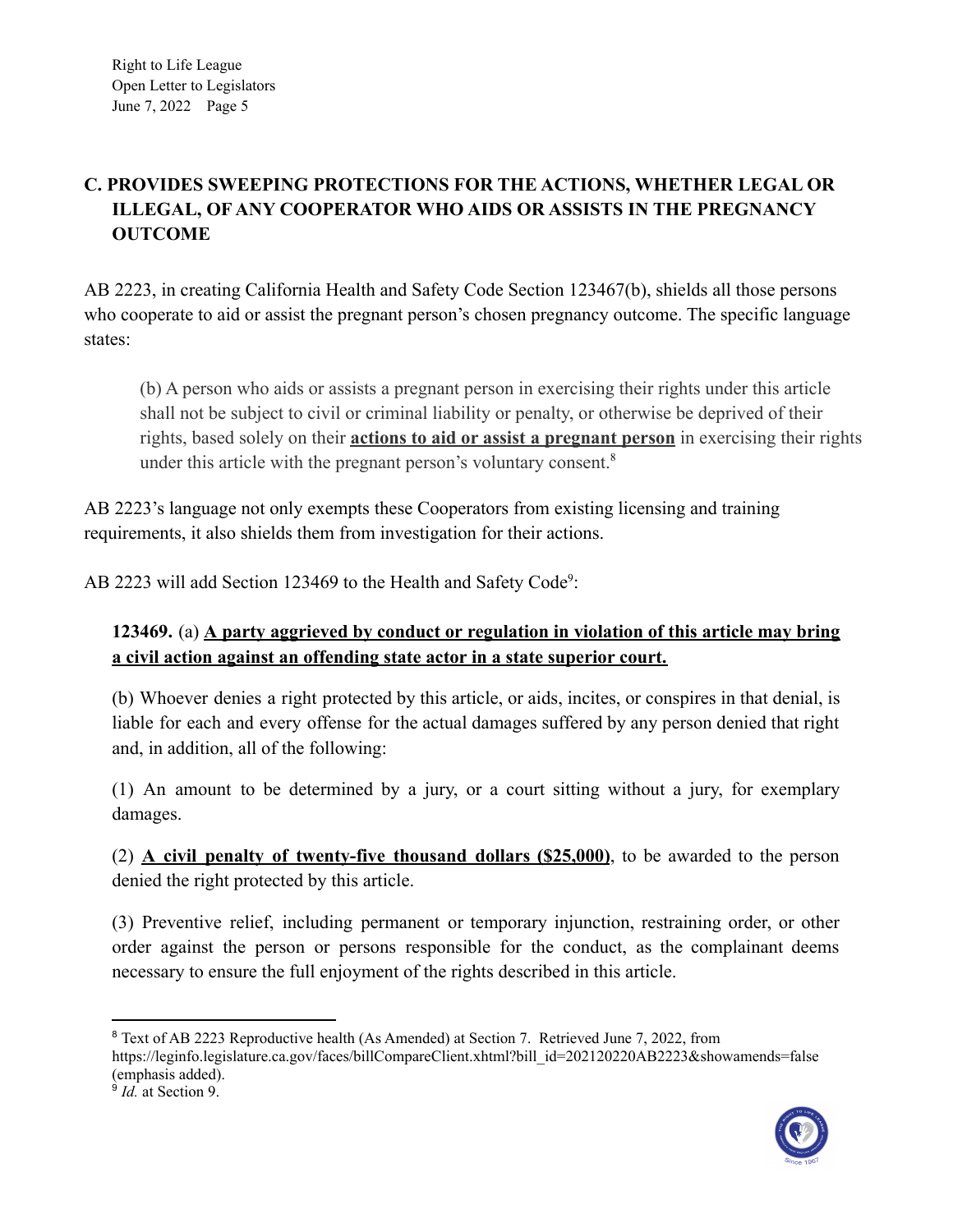## C. PROVIDES SWEEPING PROTECTIONS FOR THE ACTIONS, WHETHER LEGAL OR ILLEGAL, OF ANY COOPERATOR WHO AIDS OR ASSISTS IN THE PREGNANCY OUTCOME

AB 2223, in creating California Health and Safety Code Section 123467(b), shields all those persons who cooperate to aid or assist the pregnant person's chosen pregnancy outcome. The specific language states:

> (b) A person who aids or assists a pregnant person in exercising their rights under this article shall not be subject to civil or criminal liability or penalty, or otherwise be deprived of their rights, based solely on their <u>**actions to aid or assist a pregnant person**</u> in exercising their rights under this article with the pregnant person's voluntary consent.[8]

AB 2223's language not only exempts these Cooperators from existing licensing and training requirements, it also shields them from investigation for their actions.

AB 2223 will add Section 123469 to the Health and Safety Code[9]:

> **123469.** (a) <u>**A party aggrieved by conduct or regulation in violation of this article may bring a civil action against an offending state actor in a state superior court.**</u>
>
> (b) Whoever denies a right protected by this article, or aids, incites, or conspires in that denial, is liable for each and every offense for the actual damages suffered by any person denied that right and, in addition, all of the following:
>
> (1) An amount to be determined by a jury, or a court sitting without a jury, for exemplary damages.
>
> (2) <u>**A civil penalty of twenty-five thousand dollars ($25,000)**</u>, to be awarded to the person denied the right protected by this article.
>
> (3) Preventive relief, including permanent or temporary injunction, restraining order, or other order against the person or persons responsible for the conduct, as the complainant deems necessary to ensure the full enjoyment of the rights described in this article.

---

[8] Text of AB 2223 Reproductive health (As Amended) at Section 7. Retrieved June 7, 2022, from https://leginfo.legislature.ca.gov/faces/billCompareClient.xhtml?bill_id=202120220AB2223&showamends=false (emphasis added).

[9] *Id.* at Section 9.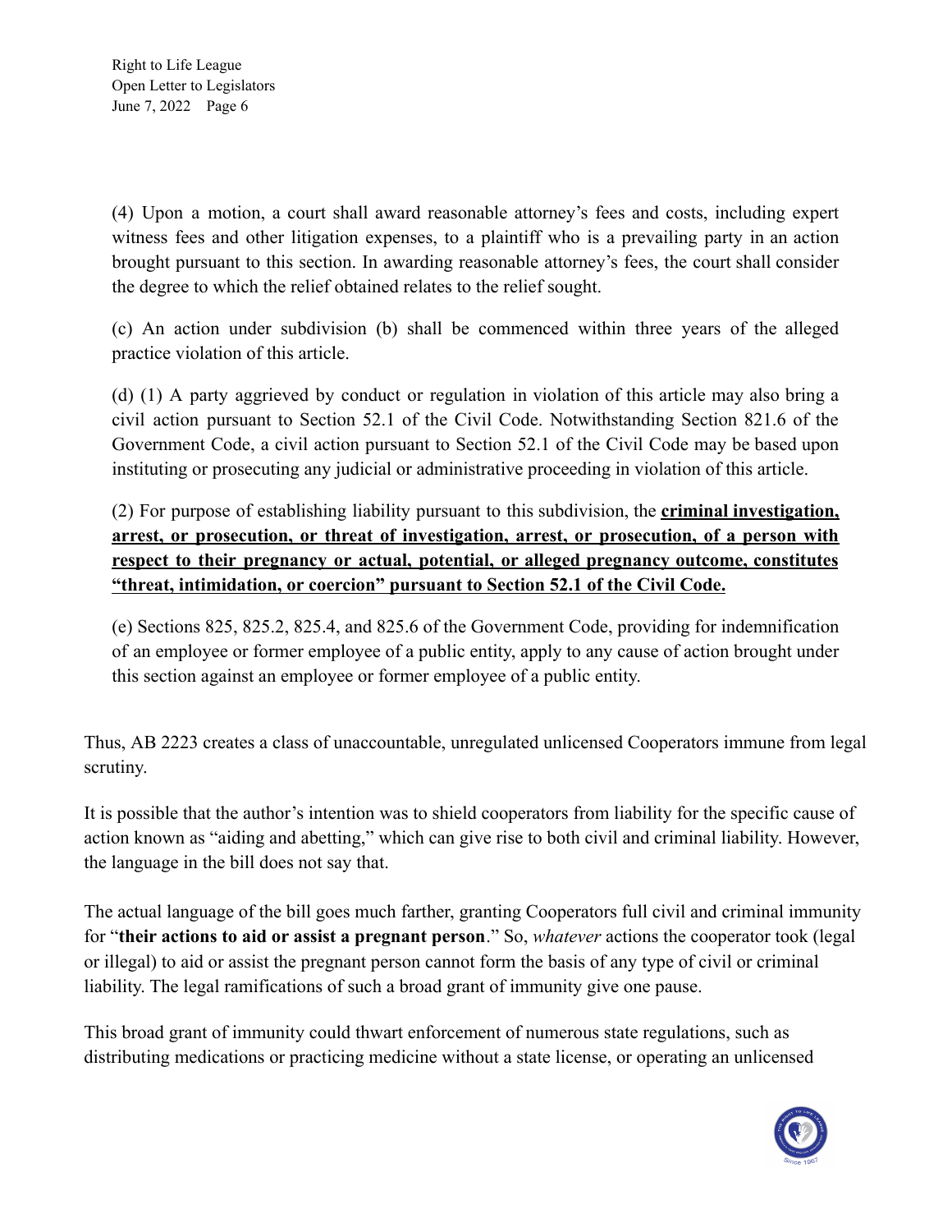(4) Upon a motion, a court shall award reasonable attorney's fees and costs, including expert witness fees and other litigation expenses, to a plaintiff who is a prevailing party in an action brought pursuant to this section. In awarding reasonable attorney's fees, the court shall consider the degree to which the relief obtained relates to the relief sought.

(c) An action under subdivision (b) shall be commenced within three years of the alleged practice violation of this article.

(d) (1) A party aggrieved by conduct or regulation in violation of this article may also bring a civil action pursuant to Section 52.1 of the Civil Code. Notwithstanding Section 821.6 of the Government Code, a civil action pursuant to Section 52.1 of the Civil Code may be based upon instituting or prosecuting any judicial or administrative proceeding in violation of this article.

(2) For purpose of establishing liability pursuant to this subdivision, the **criminal investigation, arrest, or prosecution, or threat of investigation, arrest, or prosecution, of a person with respect to their pregnancy or actual, potential, or alleged pregnancy outcome, constitutes "threat, intimidation, or coercion" pursuant to Section 52.1 of the Civil Code.**

(e) Sections 825, 825.2, 825.4, and 825.6 of the Government Code, providing for indemnification of an employee or former employee of a public entity, apply to any cause of action brought under this section against an employee or former employee of a public entity.

Thus, AB 2223 creates a class of unaccountable, unregulated unlicensed Cooperators immune from legal scrutiny.

It is possible that the author's intention was to shield cooperators from liability for the specific cause of action known as "aiding and abetting," which can give rise to both civil and criminal liability. However, the language in the bill does not say that.

The actual language of the bill goes much farther, granting Cooperators full civil and criminal immunity for "**their actions to aid or assist a pregnant person**." So, *whatever* actions the cooperator took (legal or illegal) to aid or assist the pregnant person cannot form the basis of any type of civil or criminal liability. The legal ramifications of such a broad grant of immunity give one pause.

This broad grant of immunity could thwart enforcement of numerous state regulations, such as distributing medications or practicing medicine without a state license, or operating an unlicensed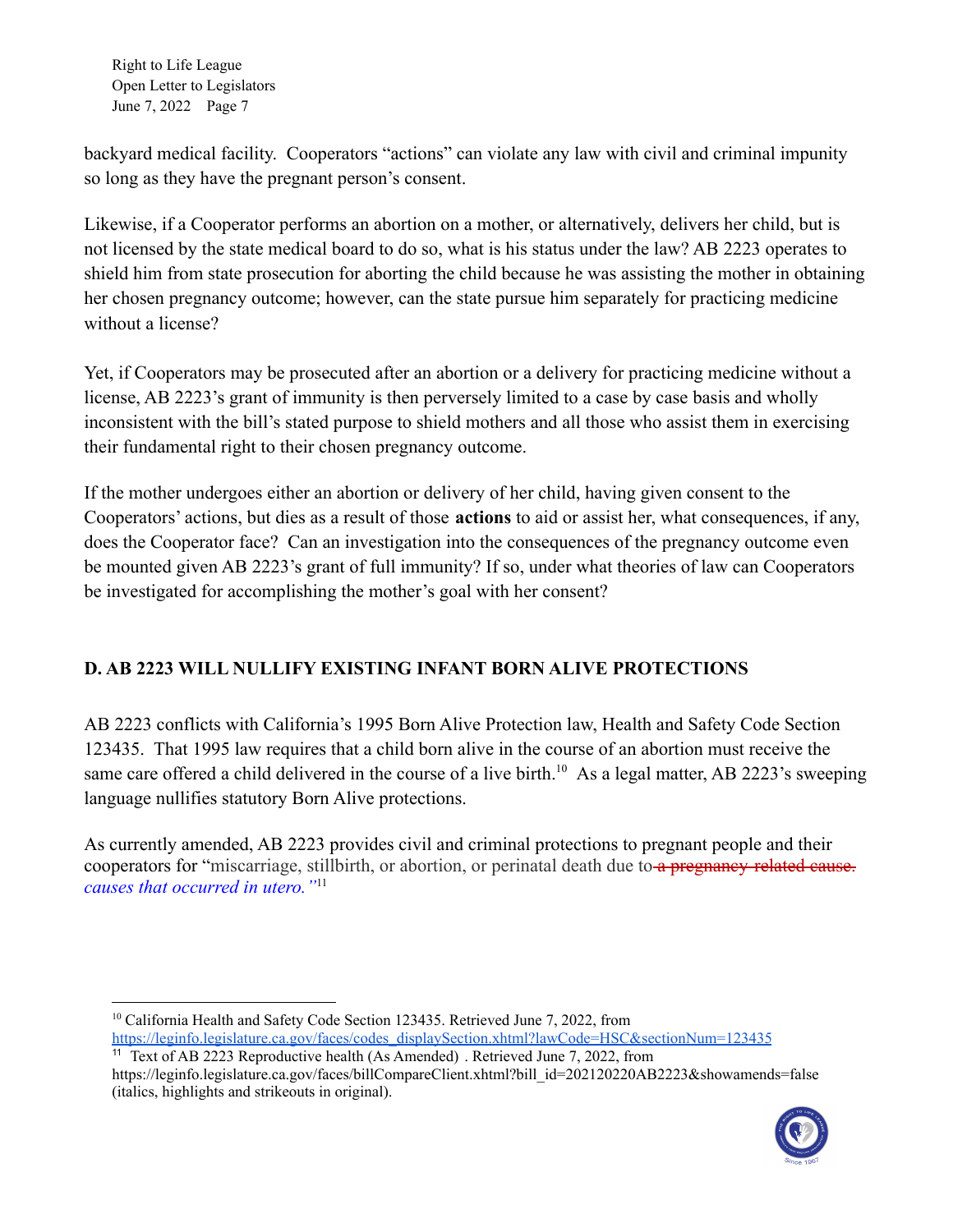backyard medical facility. Cooperators "actions" can violate any law with civil and criminal impunity so long as they have the pregnant person's consent.

Likewise, if a Cooperator performs an abortion on a mother, or alternatively, delivers her child, but is not licensed by the state medical board to do so, what is his status under the law? AB 2223 operates to shield him from state prosecution for aborting the child because he was assisting the mother in obtaining her chosen pregnancy outcome; however, can the state pursue him separately for practicing medicine without a license?

Yet, if Cooperators may be prosecuted after an abortion or a delivery for practicing medicine without a license, AB 2223's grant of immunity is then perversely limited to a case by case basis and wholly inconsistent with the bill's stated purpose to shield mothers and all those who assist them in exercising their fundamental right to their chosen pregnancy outcome.

If the mother undergoes either an abortion or delivery of her child, having given consent to the Cooperators' actions, but dies as a result of those **actions** to aid or assist her, what consequences, if any, does the Cooperator face? Can an investigation into the consequences of the pregnancy outcome even be mounted given AB 2223's grant of full immunity? If so, under what theories of law can Cooperators be investigated for accomplishing the mother's goal with her consent?

## D. AB 2223 WILL NULLIFY EXISTING INFANT BORN ALIVE PROTECTIONS

AB 2223 conflicts with California's 1995 Born Alive Protection law, Health and Safety Code Section 123435. That 1995 law requires that a child born alive in the course of an abortion must receive the same care offered a child delivered in the course of a live birth.[10] As a legal matter, AB 2223's sweeping language nullifies statutory Born Alive protections.

As currently amended, AB 2223 provides civil and criminal protections to pregnant people and their cooperators for "miscarriage, stillbirth, or abortion, or perinatal death due to ~~a pregnancy-related cause.~~ *causes that occurred in utero."*[11]

---

[10] California Health and Safety Code Section 123435. Retrieved June 7, 2022, from https://leginfo.legislature.ca.gov/faces/codes_displaySection.xhtml?lawCode=HSC&sectionNum=123435

[11] Text of AB 2223 Reproductive health (As Amended) . Retrieved June 7, 2022, from https://leginfo.legislature.ca.gov/faces/billCompareClient.xhtml?bill_id=202120220AB2223&showamends=false (italics, highlights and strikeouts in original).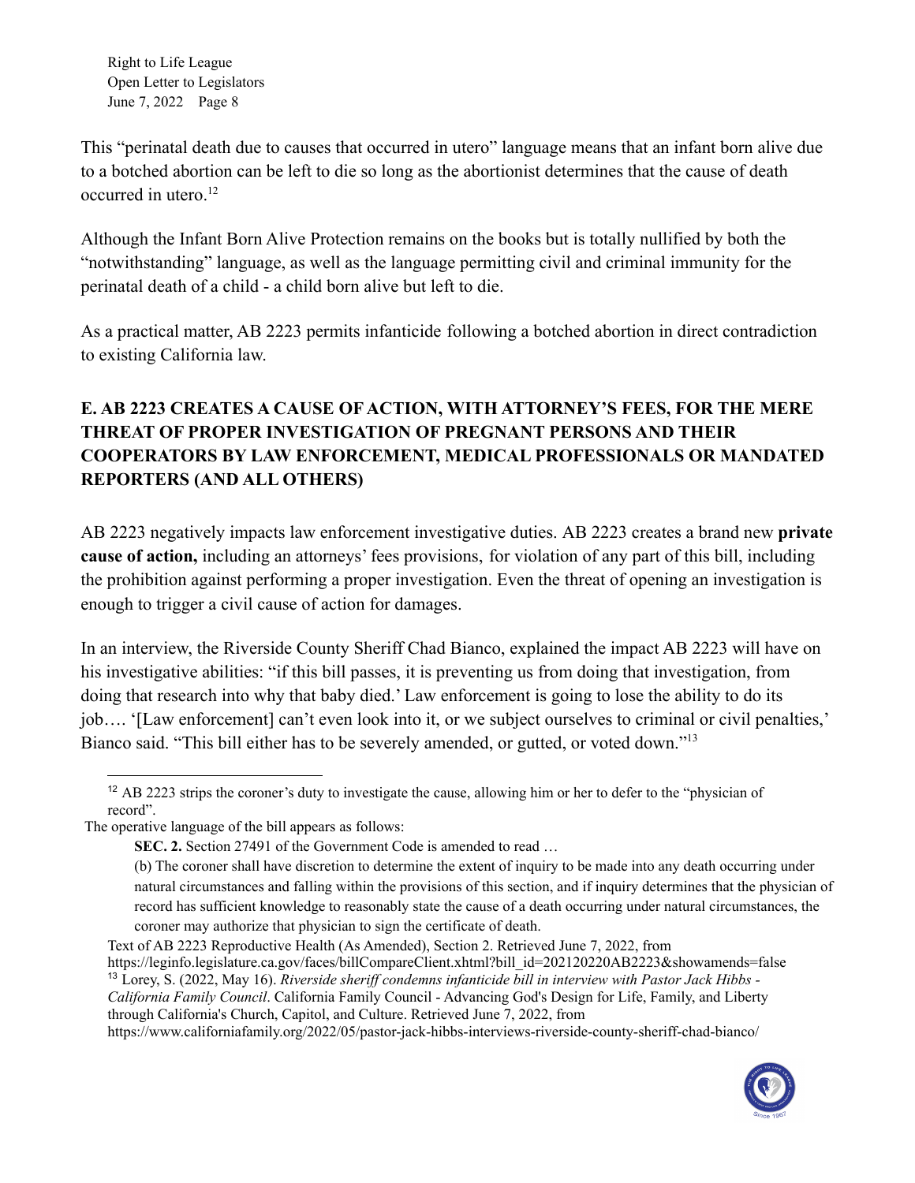This "perinatal death due to causes that occurred in utero" language means that an infant born alive due to a botched abortion can be left to die so long as the abortionist determines that the cause of death occurred in utero.[12]

Although the Infant Born Alive Protection remains on the books but is totally nullified by both the "notwithstanding" language, as well as the language permitting civil and criminal immunity for the perinatal death of a child - a child born alive but left to die.

As a practical matter, AB 2223 permits infanticide following a botched abortion in direct contradiction to existing California law.

## E. AB 2223 CREATES A CAUSE OF ACTION, WITH ATTORNEY'S FEES, FOR THE MERE THREAT OF PROPER INVESTIGATION OF PREGNANT PERSONS AND THEIR COOPERATORS BY LAW ENFORCEMENT, MEDICAL PROFESSIONALS OR MANDATED REPORTERS (AND ALL OTHERS)

AB 2223 negatively impacts law enforcement investigative duties. AB 2223 creates a brand new **private cause of action,** including an attorneys' fees provisions, for violation of any part of this bill, including the prohibition against performing a proper investigation. Even the threat of opening an investigation is enough to trigger a civil cause of action for damages.

In an interview, the Riverside County Sheriff Chad Bianco, explained the impact AB 2223 will have on his investigative abilities: "if this bill passes, it is preventing us from doing that investigation, from doing that research into why that baby died.' Law enforcement is going to lose the ability to do its job…. '[Law enforcement] can't even look into it, or we subject ourselves to criminal or civil penalties,' Bianco said. "This bill either has to be severely amended, or gutted, or voted down."[13]

---

[12] AB 2223 strips the coroner's duty to investigate the cause, allowing him or her to defer to the "physician of record".

The operative language of the bill appears as follows:

> **SEC. 2.** Section 27491 of the Government Code is amended to read …
>
> (b) The coroner shall have discretion to determine the extent of inquiry to be made into any death occurring under natural circumstances and falling within the provisions of this section, and if inquiry determines that the physician of record has sufficient knowledge to reasonably state the cause of a death occurring under natural circumstances, the coroner may authorize that physician to sign the certificate of death.

Text of AB 2223 Reproductive Health (As Amended), Section 2. Retrieved June 7, 2022, from https://leginfo.legislature.ca.gov/faces/billCompareClient.xhtml?bill_id=202120220AB2223&showamends=false

[13] Lorey, S. (2022, May 16). *Riverside sheriff condemns infanticide bill in interview with Pastor Jack Hibbs - California Family Council*. California Family Council - Advancing God's Design for Life, Family, and Liberty through California's Church, Capitol, and Culture. Retrieved June 7, 2022, from https://www.californiafamily.org/2022/05/pastor-jack-hibbs-interviews-riverside-county-sheriff-chad-bianco/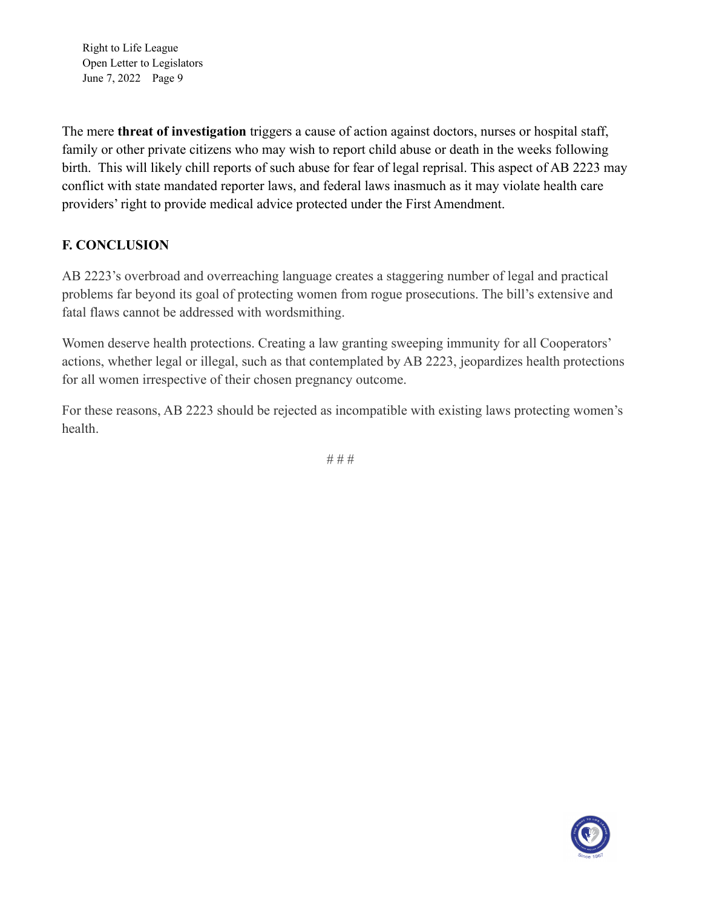The mere **threat of investigation** triggers a cause of action against doctors, nurses or hospital staff, family or other private citizens who may wish to report child abuse or death in the weeks following birth. This will likely chill reports of such abuse for fear of legal reprisal. This aspect of AB 2223 may conflict with state mandated reporter laws, and federal laws inasmuch as it may violate health care providers' right to provide medical advice protected under the First Amendment.

## F. CONCLUSION

AB 2223's overbroad and overreaching language creates a staggering number of legal and practical problems far beyond its goal of protecting women from rogue prosecutions. The bill's extensive and fatal flaws cannot be addressed with wordsmithing.

Women deserve health protections. Creating a law granting sweeping immunity for all Cooperators' actions, whether legal or illegal, such as that contemplated by AB 2223, jeopardizes health protections for all women irrespective of their chosen pregnancy outcome.

For these reasons, AB 2223 should be rejected as incompatible with existing laws protecting women's health.

# # #